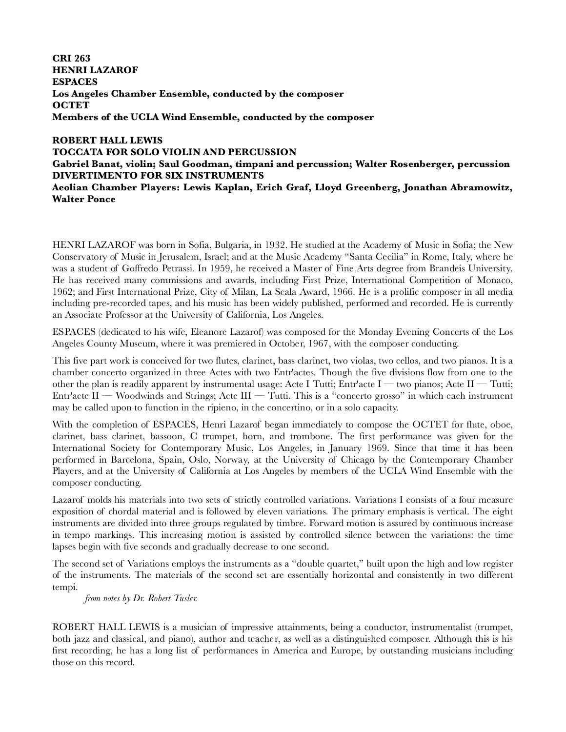**CRI 263**
**HENRI LAZAROF**
**ESPACES**
**Los Angeles Chamber Ensemble, conducted by the composer**
**OCTET**
**Members of the UCLA Wind Ensemble, conducted by the composer**

**ROBERT HALL LEWIS**
**TOCCATA FOR SOLO VIOLIN AND PERCUSSION**
**Gabriel Banat, violin; Saul Goodman, timpani and percussion; Walter Rosenberger, percussion**
**DIVERTIMENTO FOR SIX INSTRUMENTS**
**Aeolian Chamber Players: Lewis Kaplan, Erich Graf, Lloyd Greenberg, Jonathan Abramowitz, Walter Ponce**

HENRI LAZAROF was born in Sofia, Bulgaria, in 1932. He studied at the Academy of Music in Sofia; the New Conservatory of Music in Jerusalem, Israel; and at the Music Academy "Santa Cecilia" in Rome, Italy, where he was a student of Goffredo Petrassi. In 1959, he received a Master of Fine Arts degree from Brandeis University. He has received many commissions and awards, including First Prize, International Competition of Monaco, 1962; and First International Prize, City of Milan, La Scala Award, 1966. He is a prolific composer in all media including pre-recorded tapes, and his music has been widely published, performed and recorded. He is currently an Associate Professor at the University of California, Los Angeles.

ESPACES (dedicated to his wife, Eleanore Lazarof) was composed for the Monday Evening Concerts of the Los Angeles County Museum, where it was premiered in October, 1967, with the composer conducting.

This five part work is conceived for two flutes, clarinet, bass clarinet, two violas, two cellos, and two pianos. It is a chamber concerto organized in three Actes with two Entr'actes. Though the five divisions flow from one to the other the plan is readily apparent by instrumental usage: Acte I Tutti; Entr'acte I — two pianos; Acte II — Tutti; Entr'acte II — Woodwinds and Strings; Acte III — Tutti. This is a "concerto grosso" in which each instrument may be called upon to function in the ripieno, in the concertino, or in a solo capacity.

With the completion of ESPACES, Henri Lazarof began immediately to compose the OCTET for flute, oboe, clarinet, bass clarinet, bassoon, C trumpet, horn, and trombone. The first performance was given for the International Society for Contemporary Music, Los Angeles, in January 1969. Since that time it has been performed in Barcelona, Spain, Oslo, Norway, at the University of Chicago by the Contemporary Chamber Players, and at the University of California at Los Angeles by members of the UCLA Wind Ensemble with the composer conducting.

Lazarof molds his materials into two sets of strictly controlled variations. Variations I consists of a four measure exposition of chordal material and is followed by eleven variations. The primary emphasis is vertical. The eight instruments are divided into three groups regulated by timbre. Forward motion is assured by continuous increase in tempo markings. This increasing motion is assisted by controlled silence between the variations: the time lapses begin with five seconds and gradually decrease to one second.

The second set of Variations employs the instruments as a "double quartet," built upon the high and low register of the instruments. The materials of the second set are essentially horizontal and consistently in two different tempi.

*from notes by Dr. Robert Tusler.*

ROBERT HALL LEWIS is a musician of impressive attainments, being a conductor, instrumentalist (trumpet, both jazz and classical, and piano), author and teacher, as well as a distinguished composer. Although this is his first recording, he has a long list of performances in America and Europe, by outstanding musicians including those on this record.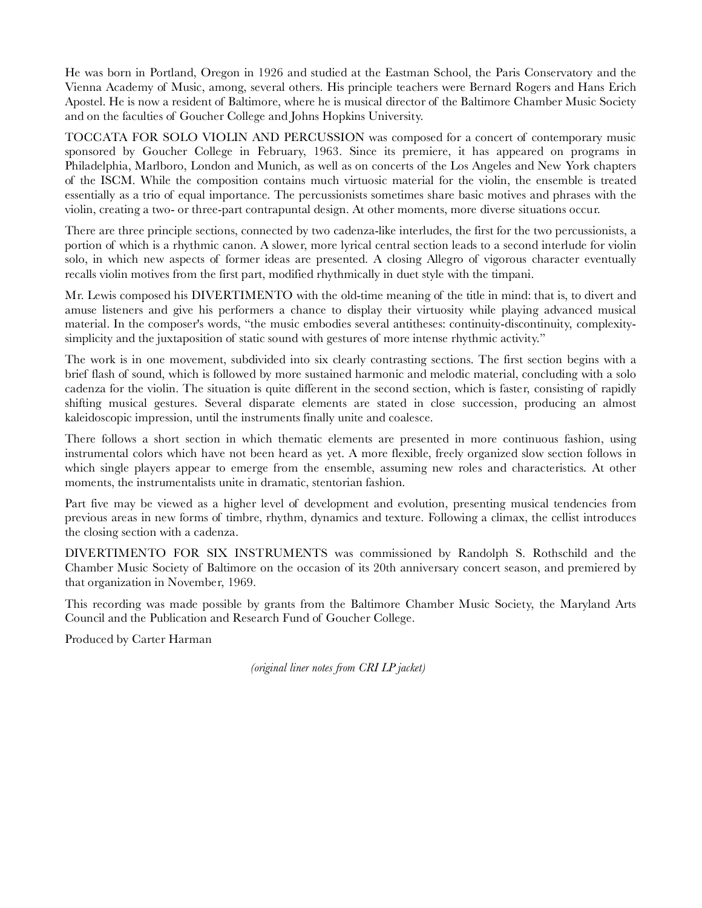He was born in Portland, Oregon in 1926 and studied at the Eastman School, the Paris Conservatory and the Vienna Academy of Music, among, several others. His principle teachers were Bernard Rogers and Hans Erich Apostel. He is now a resident of Baltimore, where he is musical director of the Baltimore Chamber Music Society and on the faculties of Goucher College and Johns Hopkins University.

TOCCATA FOR SOLO VIOLIN AND PERCUSSION was composed for a concert of contemporary music sponsored by Goucher College in February, 1963. Since its premiere, it has appeared on programs in Philadelphia, Marlboro, London and Munich, as well as on concerts of the Los Angeles and New York chapters of the ISCM. While the composition contains much virtuosic material for the violin, the ensemble is treated essentially as a trio of equal importance. The percussionists sometimes share basic motives and phrases with the violin, creating a two- or three-part contrapuntal design. At other moments, more diverse situations occur.

There are three principle sections, connected by two cadenza-like interludes, the first for the two percussionists, a portion of which is a rhythmic canon. A slower, more lyrical central section leads to a second interlude for violin solo, in which new aspects of former ideas are presented. A closing Allegro of vigorous character eventually recalls violin motives from the first part, modified rhythmically in duet style with the timpani.

Mr. Lewis composed his DIVERTIMENTO with the old-time meaning of the title in mind: that is, to divert and amuse listeners and give his performers a chance to display their virtuosity while playing advanced musical material. In the composer's words, "the music embodies several antitheses: continuity-discontinuity, complexity-simplicity and the juxtaposition of static sound with gestures of more intense rhythmic activity."

The work is in one movement, subdivided into six clearly contrasting sections. The first section begins with a brief flash of sound, which is followed by more sustained harmonic and melodic material, concluding with a solo cadenza for the violin. The situation is quite different in the second section, which is faster, consisting of rapidly shifting musical gestures. Several disparate elements are stated in close succession, producing an almost kaleidoscopic impression, until the instruments finally unite and coalesce.

There follows a short section in which thematic elements are presented in more continuous fashion, using instrumental colors which have not been heard as yet. A more flexible, freely organized slow section follows in which single players appear to emerge from the ensemble, assuming new roles and characteristics. At other moments, the instrumentalists unite in dramatic, stentorian fashion.

Part five may be viewed as a higher level of development and evolution, presenting musical tendencies from previous areas in new forms of timbre, rhythm, dynamics and texture. Following a climax, the cellist introduces the closing section with a cadenza.

DIVERTIMENTO FOR SIX INSTRUMENTS was commissioned by Randolph S. Rothschild and the Chamber Music Society of Baltimore on the occasion of its 20th anniversary concert season, and premiered by that organization in November, 1969.

This recording was made possible by grants from the Baltimore Chamber Music Society, the Maryland Arts Council and the Publication and Research Fund of Goucher College.

Produced by Carter Harman

*(original liner notes from CRI LP jacket)*